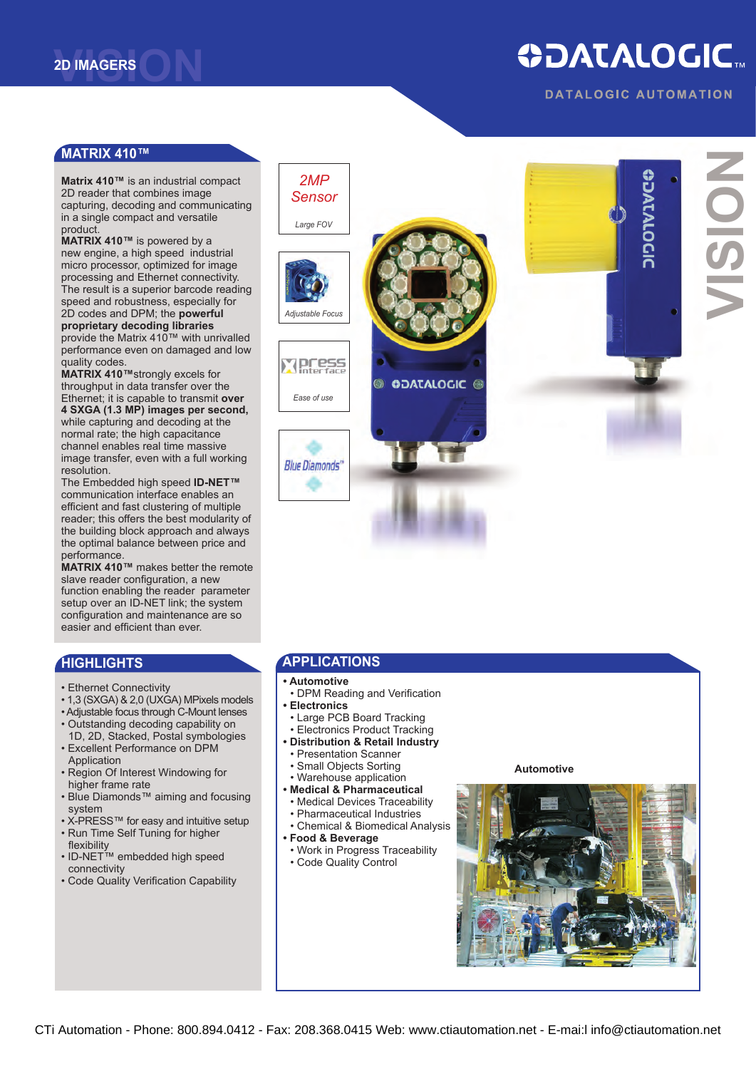2D IMAGERS

DATALOGIC AUTOMATION

## MATRIX 410™

**Matrix 410™** is an industrial compact 2D reader that combines image capturing, decoding and communicating in a single compact and versatile product.
**MATRIX 410™** is powered by a new engine, a high speed industrial micro processor, optimized for image processing and Ethernet connectivity. The result is a superior barcode reading speed and robustness, especially for 2D codes and DPM; the **powerful proprietary decoding libraries** provide the Matrix 410™ with unrivalled performance even on damaged and low quality codes.
**MATRIX 410™** strongly excels for throughput in data transfer over the Ethernet; it is capable to transmit **over 4 SXGA (1.3 MP) images per second,** while capturing and decoding at the normal rate; the high capacitance channel enables real time massive image transfer, even with a full working resolution.
The Embedded high speed **ID-NET™** communication interface enables an efficient and fast clustering of multiple reader; this offers the best modularity of the building block approach and always the optimal balance between price and performance.
**MATRIX 410™** makes better the remote slave reader configuration, a new function enabling the reader parameter setup over an ID-NET link; the system configuration and maintenance are so easier and efficient than ever.

*2MP Sensor* — *Large FOV*

*Adjustable Focus*

*Ease of use*

## HIGHLIGHTS

- Ethernet Connectivity
- 1,3 (SXGA) & 2,0 (UXGA) MPixels models
- Adjustable focus through C-Mount lenses
- Outstanding decoding capability on 1D, 2D, Stacked, Postal symbologies
- Excellent Performance on DPM Application
- Region Of Interest Windowing for higher frame rate
- Blue Diamonds™ aiming and focusing system
- X-PRESS™ for easy and intuitive setup
- Run Time Self Tuning for higher flexibility
- ID-NET™ embedded high speed connectivity
- Code Quality Verification Capability

## APPLICATIONS

- **Automotive**
  - DPM Reading and Verification
- **Electronics**
  - Large PCB Board Tracking
  - Electronics Product Tracking
- **Distribution & Retail Industry**
  - Presentation Scanner
  - Small Objects Sorting
  - Warehouse application
- **Medical & Pharmaceutical**
  - Medical Devices Traceability
  - Pharmaceutical Industries
  - Chemical & Biomedical Analysis
- **Food & Beverage**
  - Work in Progress Traceability
  - Code Quality Control

**Automotive**

CTi Automation - Phone: 800.894.0412 - Fax: 208.368.0415 Web: www.ctiautomation.net - E-mai:l info@ctiautomation.net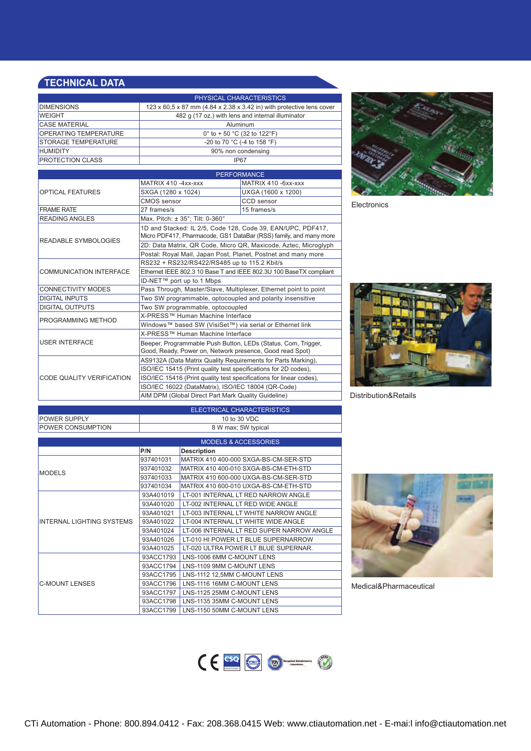## TECHNICAL DATA

| PHYSICAL CHARACTERISTICS | |
|---|---|
| DIMENSIONS | 123 x 60,5 x 87 mm (4.84 x 2.38 x 3.42 in) with protective lens cover |
| WEIGHT | 482 g (17 oz.) with lens and internal illuminator |
| CASE MATERIAL | Aluminum |
| OPERATING TEMPERATURE | 0° to + 50 °C (32 to 122°F) |
| STORAGE TEMPERATURE | -20 to 70 °C (-4 to 158 °F) |
| HUMIDITY | 90% non condensing |
| PROTECTION CLASS | IP67 |

| PERFORMANCE | | |
|---|---|---|
| OPTICAL FEATURES | MATRIX 410 -4xx-xxx | MATRIX 410 -6xx-xxx |
| | SXGA (1280 x 1024) | UXGA (1600 x 1200) |
| | CMOS sensor | CCD sensor |
| FRAME RATE | 27 frames/s | 15 frames/s |
| READING ANGLES | Max. Pitch: ± 35°; Tilt: 0-360° | |
| READABLE SYMBOLOGIES | 1D and Stacked: IL 2/5, Code 128, Code 39, EAN/UPC, PDF417, Micro PDF417, Pharmacode, GS1 DataBar (RSS) family, and many more | |
| | 2D: Data Matrix, QR Code, Micro QR, Maxicode, Aztec, Microglyph | |
| | Postal: Royal Mail, Japan Post, Planet, Postnet and many more | |
| COMMUNICATION INTERFACE | RS232 + RS232/RS422/RS485 up to 115.2 Kbit/s | |
| | Ethernet IEEE 802.3 10 Base T and IEEE 802.3U 100 BaseTX compliant | |
| | ID-NET™ port up to 1 Mbps | |
| CONNECTIVITY MODES | Pass Through, Master/Slave, Multiplexer, Ethernet point to point | |
| DIGITAL INPUTS | Two SW programmable, optocoupled and polarity insensitive | |
| DIGITAL OUTPUTS | Two SW programmable, optocoupled | |
| PROGRAMMING METHOD | X-PRESS™ Human Machine Interface | |
| | Windows™ based SW (VisiSet™) via serial or Ethernet link | |
| USER INTERFACE | X-PRESS™ Human Machine Interface | |
| | Beeper, Programmable Push Button, LEDs (Status, Com, Trigger, Good, Ready, Power on, Network presence, Good read Spot) | |
| CODE QUALITY VERIFICATION | AS9132A (Data Matrix Quality Requirements for Parts Marking), | |
| | ISO/IEC 15415 (Print quality test specifications for 2D codes), | |
| | ISO/IEC 15416 (Print quality test specifications for linear codes), | |
| | ISO/IEC 16022 (DataMatrix), ISO/IEC 18004 (QR-Code) | |
| | AIM DPM (Global Direct Part Mark Quality Guideline) | |

| ELECTRICAL CHARACTERISTICS | |
|---|---|
| POWER SUPPLY | 10 to 30 VDC |
| POWER CONSUMPTION | 8 W max; 5W typical |

| MODELS & ACCESSORIES | | |
|---|---|---|
| | **P/N** | **Description** |
| MODELS | 937401031 | MATRIX 410 400-000 SXGA-BS-CM-SER-STD |
| | 937401032 | MATRIX 410 400-010 SXGA-BS-CM-ETH-STD |
| | 937401033 | MATRIX 410 600-000 UXGA-BS-CM-SER-STD |
| | 937401034 | MATRIX 410 600-010 UXGA-BS-CM-ETH-STD |
| INTERNAL LIGHTING SYSTEMS | 93A401019 | LT-001 INTERNAL LT RED NARROW ANGLE |
| | 93A401020 | LT-002 INTERNAL LT RED WIDE ANGLE |
| | 93A401021 | LT-003 INTERNAL LT WHITE NARROW ANGLE |
| | 93A401022 | LT-004 INTERNAL LT WHITE WIDE ANGLE |
| | 93A401024 | LT-006 INTERNAL LT RED SUPER NARROW ANGLE |
| | 93A401026 | LT-010 HI POWER LT BLUE SUPERNARROW |
| | 93A401025 | LT-020 ULTRA POWER LT BLUE SUPERNAR. |
| C-MOUNT LENSES | 93ACC1793 | LNS-1006 6MM C-MOUNT LENS |
| | 93ACC1794 | LNS-1109 9MM C-MOUNT LENS |
| | 93ACC1795 | LNS-1112 12,5MM C-MOUNT LENS |
| | 93ACC1796 | LNS-1116 16MM C-MOUNT LENS |
| | 93ACC1797 | LNS-1125 25MM C-MOUNT LENS |
| | 93ACC1798 | LNS-1135 35MM C-MOUNT LENS |
| | 93ACC1799 | LNS-1150 50MM C-MOUNT LENS |

Electronics

Distribution&Retails

Medical&Pharmaceutical

CTi Automation - Phone: 800.894.0412 - Fax: 208.368.0415 Web: www.ctiautomation.net - E-mai:l info@ctiautomation.net